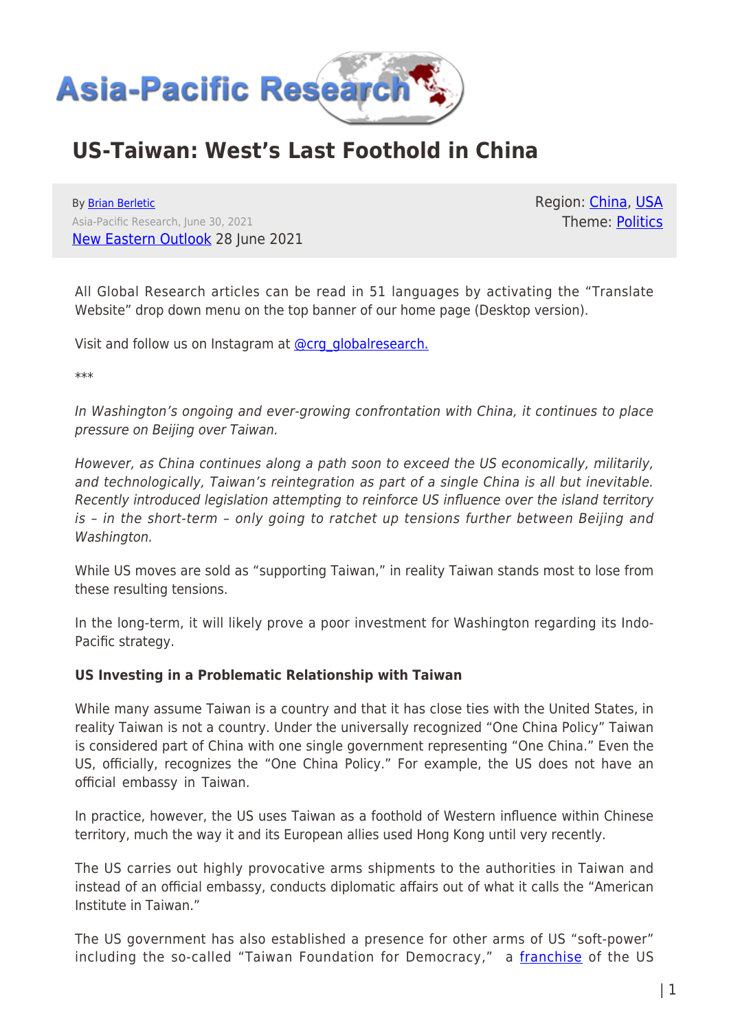# US-Taiwan: West's Last Foothold in China

By [Brian Berletic](#)
Asia-Pacific Research, June 30, 2021
[New Eastern Outlook](#) 28 June 2021

Region: [China](#), [USA](#)
Theme: [Politics](#)

All Global Research articles can be read in 51 languages by activating the "Translate Website" drop down menu on the top banner of our home page (Desktop version).

Visit and follow us on Instagram at [@crg_globalresearch.](#)

***

*In Washington's ongoing and ever-growing confrontation with China, it continues to place pressure on Beijing over Taiwan.*

*However, as China continues along a path soon to exceed the US economically, militarily, and technologically, Taiwan's reintegration as part of a single China is all but inevitable. Recently introduced legislation attempting to reinforce US influence over the island territory is – in the short-term – only going to ratchet up tensions further between Beijing and Washington.*

While US moves are sold as "supporting Taiwan," in reality Taiwan stands most to lose from these resulting tensions.

In the long-term, it will likely prove a poor investment for Washington regarding its Indo-Pacific strategy.

**US Investing in a Problematic Relationship with Taiwan**

While many assume Taiwan is a country and that it has close ties with the United States, in reality Taiwan is not a country. Under the universally recognized "One China Policy" Taiwan is considered part of China with one single government representing "One China." Even the US, officially, recognizes the "One China Policy." For example, the US does not have an official embassy in Taiwan.

In practice, however, the US uses Taiwan as a foothold of Western influence within Chinese territory, much the way it and its European allies used Hong Kong until very recently.

The US carries out highly provocative arms shipments to the authorities in Taiwan and instead of an official embassy, conducts diplomatic affairs out of what it calls the "American Institute in Taiwan."

The US government has also established a presence for other arms of US "soft-power" including the so-called "Taiwan Foundation for Democracy," a [franchise](#) of the US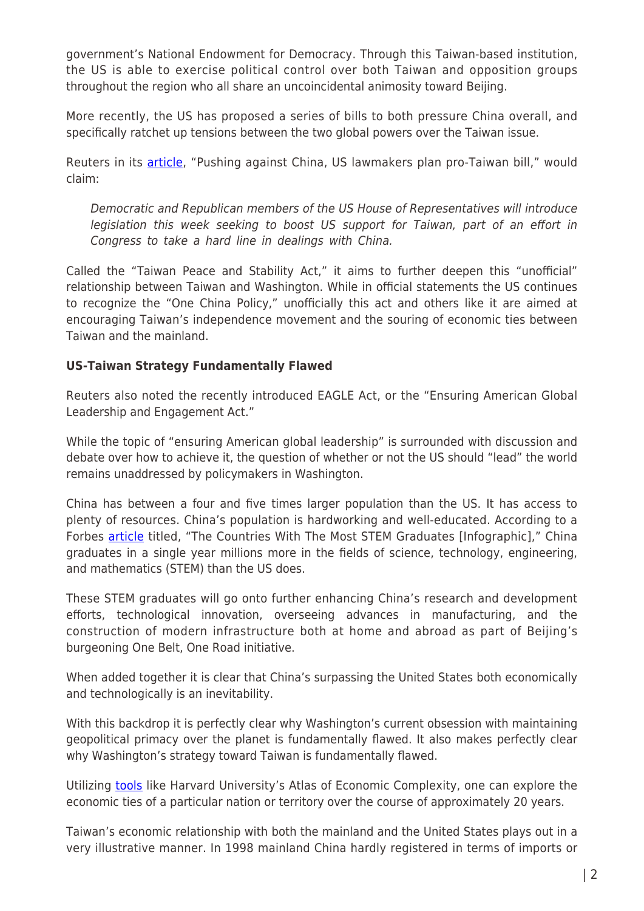government's National Endowment for Democracy. Through this Taiwan-based institution, the US is able to exercise political control over both Taiwan and opposition groups throughout the region who all share an uncoincidental animosity toward Beijing.

More recently, the US has proposed a series of bills to both pressure China overall, and specifically ratchet up tensions between the two global powers over the Taiwan issue.

Reuters in its article, "Pushing against China, US lawmakers plan pro-Taiwan bill," would claim:

> *Democratic and Republican members of the US House of Representatives will introduce legislation this week seeking to boost US support for Taiwan, part of an effort in Congress to take a hard line in dealings with China.*

Called the "Taiwan Peace and Stability Act," it aims to further deepen this "unofficial" relationship between Taiwan and Washington. While in official statements the US continues to recognize the "One China Policy," unofficially this act and others like it are aimed at encouraging Taiwan's independence movement and the souring of economic ties between Taiwan and the mainland.

**US-Taiwan Strategy Fundamentally Flawed**

Reuters also noted the recently introduced EAGLE Act, or the "Ensuring American Global Leadership and Engagement Act."

While the topic of "ensuring American global leadership" is surrounded with discussion and debate over how to achieve it, the question of whether or not the US should "lead" the world remains unaddressed by policymakers in Washington.

China has between a four and five times larger population than the US. It has access to plenty of resources. China's population is hardworking and well-educated. According to a Forbes article titled, "The Countries With The Most STEM Graduates [Infographic]," China graduates in a single year millions more in the fields of science, technology, engineering, and mathematics (STEM) than the US does.

These STEM graduates will go onto further enhancing China's research and development efforts, technological innovation, overseeing advances in manufacturing, and the construction of modern infrastructure both at home and abroad as part of Beijing's burgeoning One Belt, One Road initiative.

When added together it is clear that China's surpassing the United States both economically and technologically is an inevitability.

With this backdrop it is perfectly clear why Washington's current obsession with maintaining geopolitical primacy over the planet is fundamentally flawed. It also makes perfectly clear why Washington's strategy toward Taiwan is fundamentally flawed.

Utilizing tools like Harvard University's Atlas of Economic Complexity, one can explore the economic ties of a particular nation or territory over the course of approximately 20 years.

Taiwan's economic relationship with both the mainland and the United States plays out in a very illustrative manner. In 1998 mainland China hardly registered in terms of imports or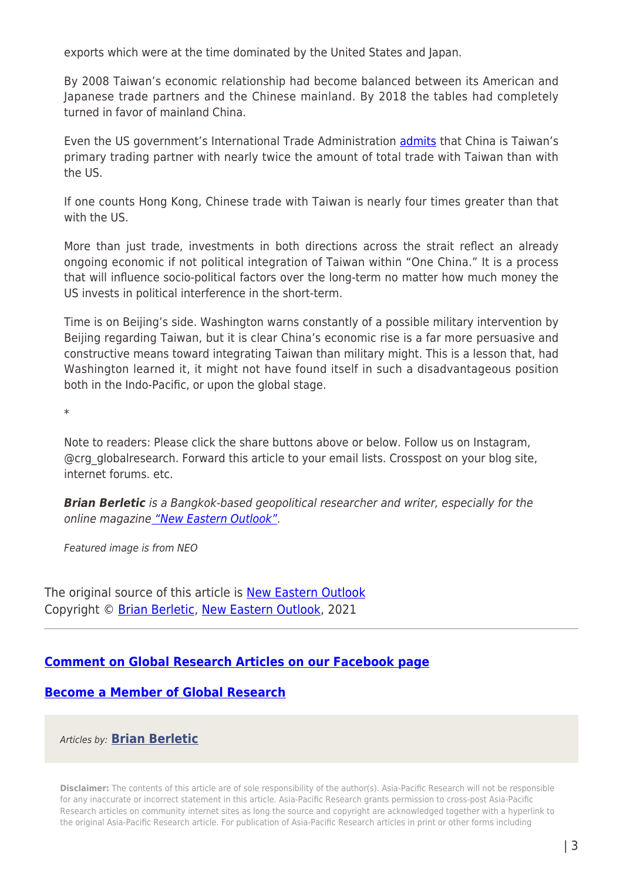exports which were at the time dominated by the United States and Japan.

By 2008 Taiwan's economic relationship had become balanced between its American and Japanese trade partners and the Chinese mainland. By 2018 the tables had completely turned in favor of mainland China.

Even the US government's International Trade Administration admits that China is Taiwan's primary trading partner with nearly twice the amount of total trade with Taiwan than with the US.

If one counts Hong Kong, Chinese trade with Taiwan is nearly four times greater than that with the US.

More than just trade, investments in both directions across the strait reflect an already ongoing economic if not political integration of Taiwan within "One China." It is a process that will influence socio-political factors over the long-term no matter how much money the US invests in political interference in the short-term.

Time is on Beijing's side. Washington warns constantly of a possible military intervention by Beijing regarding Taiwan, but it is clear China's economic rise is a far more persuasive and constructive means toward integrating Taiwan than military might. This is a lesson that, had Washington learned it, it might not have found itself in such a disadvantageous position both in the Indo-Pacific, or upon the global stage.

*

Note to readers: Please click the share buttons above or below. Follow us on Instagram, @crg_globalresearch. Forward this article to your email lists. Crosspost on your blog site, internet forums. etc.

***Brian Berletic** is a Bangkok-based geopolitical researcher and writer, especially for the online magazine "New Eastern Outlook".*

*Featured image is from NEO*

The original source of this article is New Eastern Outlook
Copyright © Brian Berletic, New Eastern Outlook, 2021

---

**Comment on Global Research Articles on our Facebook page**

**Become a Member of Global Research**

*Articles by:* **Brian Berletic**

**Disclaimer:** The contents of this article are of sole responsibility of the author(s). Asia-Pacific Research will not be responsible for any inaccurate or incorrect statement in this article. Asia-Pacific Research grants permission to cross-post Asia-Pacific Research articles on community internet sites as long the source and copyright are acknowledged together with a hyperlink to the original Asia-Pacific Research article. For publication of Asia-Pacific Research articles in print or other forms including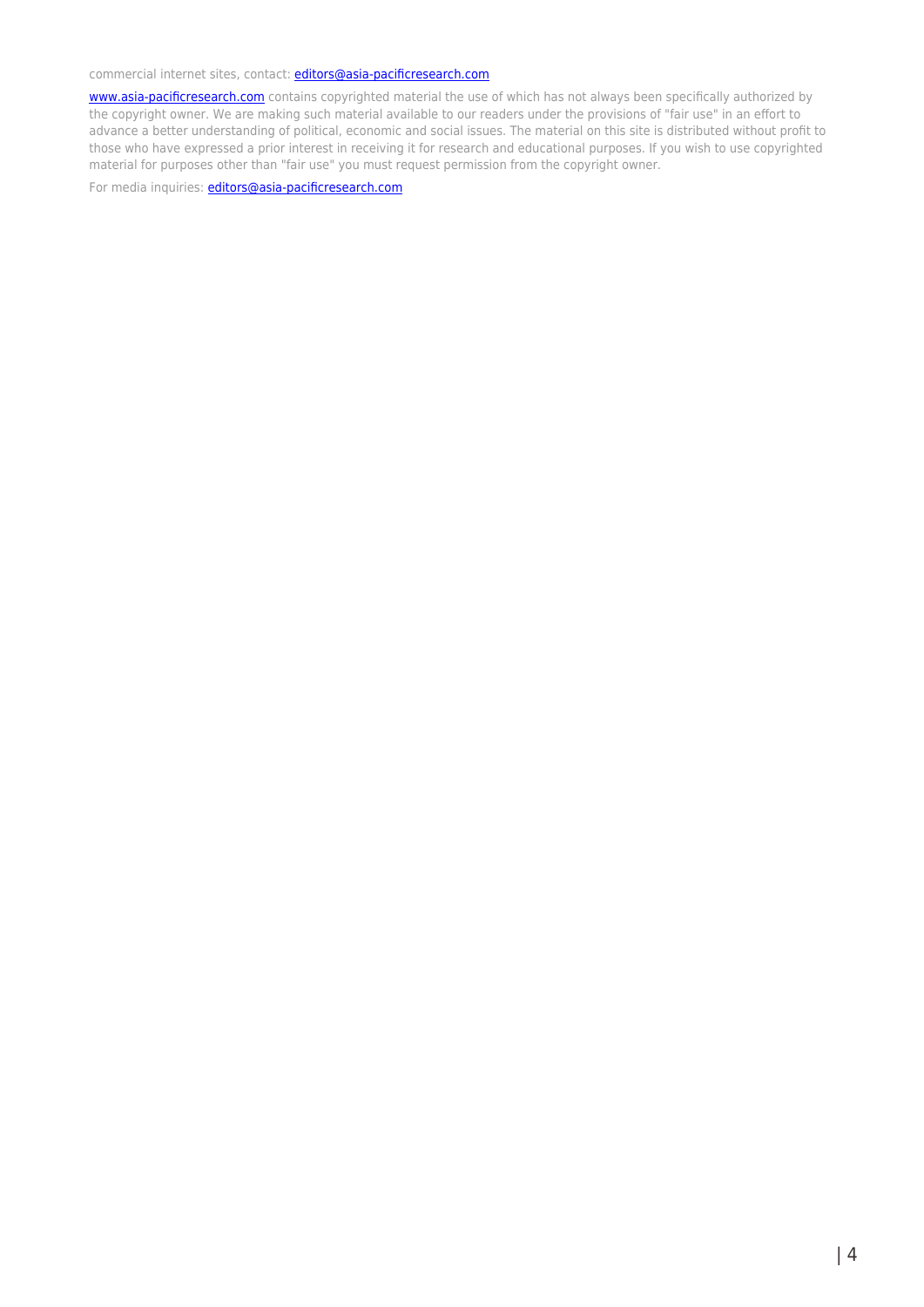commercial internet sites, contact: editors@asia-pacificresearch.com

www.asia-pacificresearch.com contains copyrighted material the use of which has not always been specifically authorized by the copyright owner. We are making such material available to our readers under the provisions of "fair use" in an effort to advance a better understanding of political, economic and social issues. The material on this site is distributed without profit to those who have expressed a prior interest in receiving it for research and educational purposes. If you wish to use copyrighted material for purposes other than "fair use" you must request permission from the copyright owner.

For media inquiries: editors@asia-pacificresearch.com